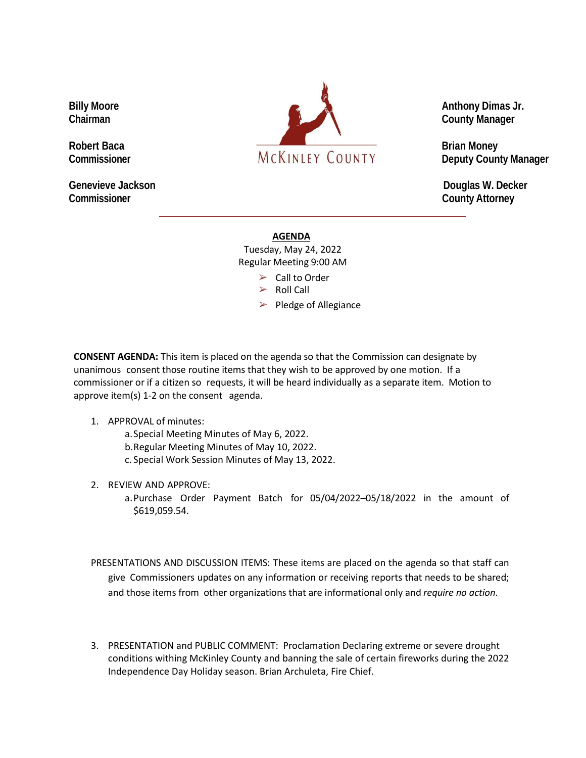Billy Moore
Chairman

Robert Baca
Commissioner

Genevieve Jackson
Commissioner

McKINLEY COUNTY

Anthony Dimas Jr.
County Manager

Brian Money
Deputy County Manager

Douglas W. Decker
County Attorney

---

**AGENDA**

Tuesday, May 24, 2022
Regular Meeting 9:00 AM

- Call to Order
- Roll Call
- Pledge of Allegiance

**CONSENT AGENDA:** This item is placed on the agenda so that the Commission can designate by unanimous consent those routine items that they wish to be approved by one motion. If a commissioner or if a citizen so requests, it will be heard individually as a separate item. Motion to approve item(s) 1-2 on the consent agenda.

1. APPROVAL of minutes:
   a. Special Meeting Minutes of May 6, 2022.
   b. Regular Meeting Minutes of May 10, 2022.
   c. Special Work Session Minutes of May 13, 2022.

2. REVIEW AND APPROVE:
   a. Purchase Order Payment Batch for 05/04/2022–05/18/2022 in the amount of $619,059.54.

PRESENTATIONS AND DISCUSSION ITEMS: These items are placed on the agenda so that staff can give Commissioners updates on any information or receiving reports that needs to be shared; and those items from other organizations that are informational only and *require no action*.

3. PRESENTATION and PUBLIC COMMENT: Proclamation Declaring extreme or severe drought conditions withing McKinley County and banning the sale of certain fireworks during the 2022 Independence Day Holiday season. Brian Archuleta, Fire Chief.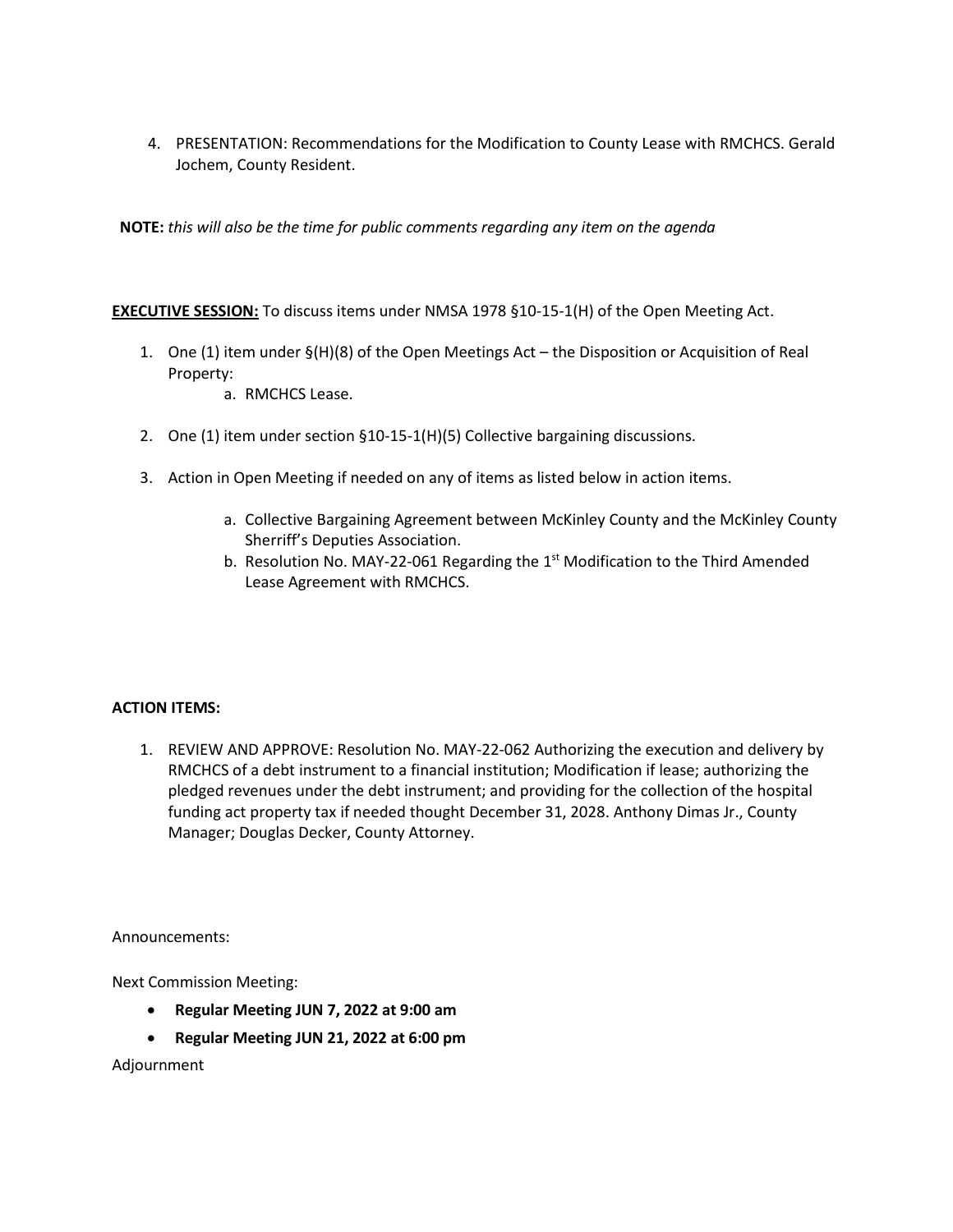4. PRESENTATION: Recommendations for the Modification to County Lease with RMCHCS. Gerald Jochem, County Resident.

**NOTE:** *this will also be the time for public comments regarding any item on the agenda*

**EXECUTIVE SESSION:** To discuss items under NMSA 1978 §10-15-1(H) of the Open Meeting Act.

1. One (1) item under §(H)(8) of the Open Meetings Act – the Disposition or Acquisition of Real Property:
   a. RMCHCS Lease.
2. One (1) item under section §10-15-1(H)(5) Collective bargaining discussions.
3. Action in Open Meeting if needed on any of items as listed below in action items.
   a. Collective Bargaining Agreement between McKinley County and the McKinley County Sherriff's Deputies Association.
   b. Resolution No. MAY-22-061 Regarding the 1st Modification to the Third Amended Lease Agreement with RMCHCS.

**ACTION ITEMS:**

1. REVIEW AND APPROVE: Resolution No. MAY-22-062 Authorizing the execution and delivery by RMCHCS of a debt instrument to a financial institution; Modification if lease; authorizing the pledged revenues under the debt instrument; and providing for the collection of the hospital funding act property tax if needed thought December 31, 2028. Anthony Dimas Jr., County Manager; Douglas Decker, County Attorney.

Announcements:

Next Commission Meeting:

- **Regular Meeting JUN 7, 2022 at 9:00 am**
- **Regular Meeting JUN 21, 2022 at 6:00 pm**

Adjournment